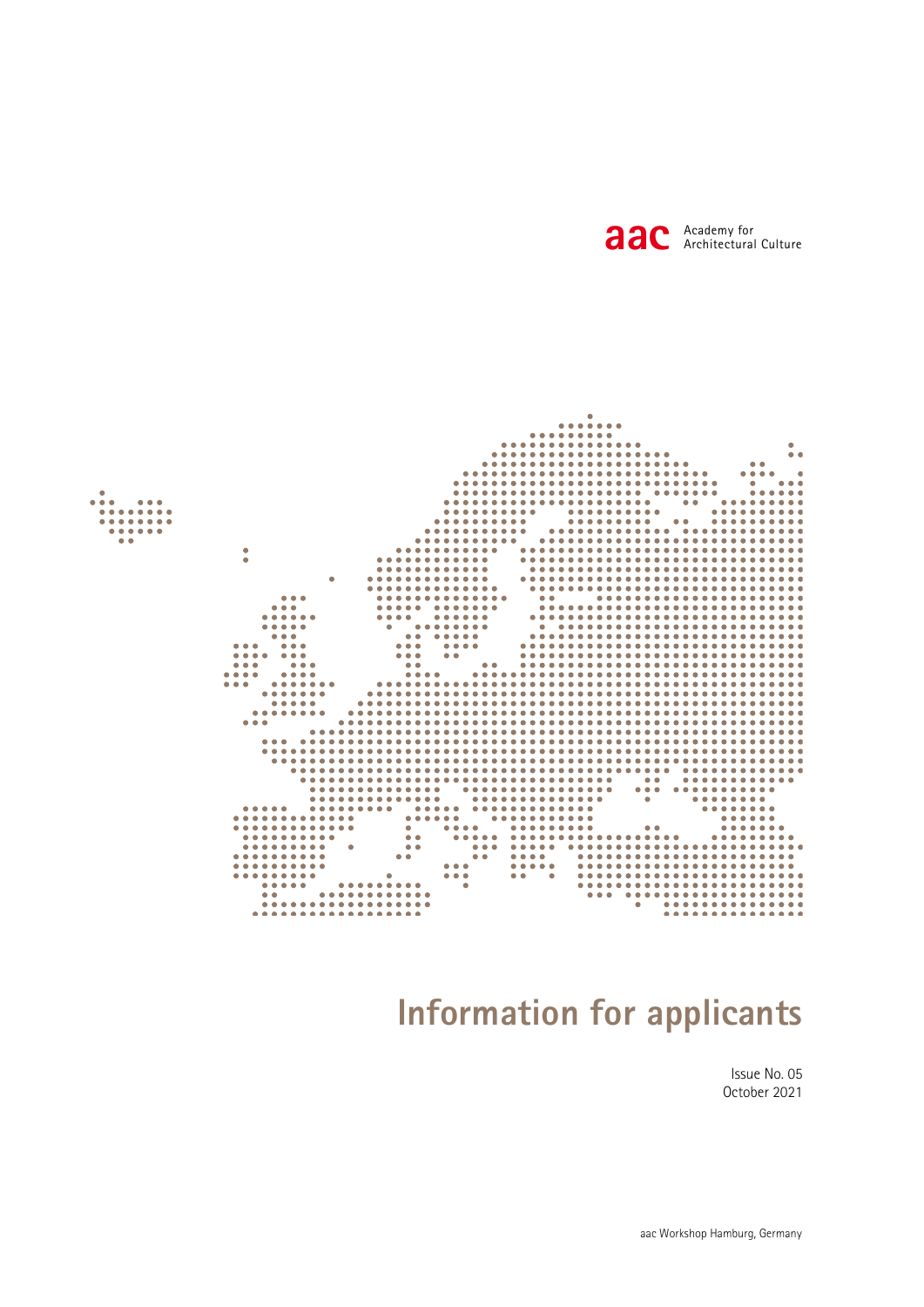aac Academy for Architectural Culture

# Information for applicants

Issue No. 05
October 2021

aac Workshop Hamburg, Germany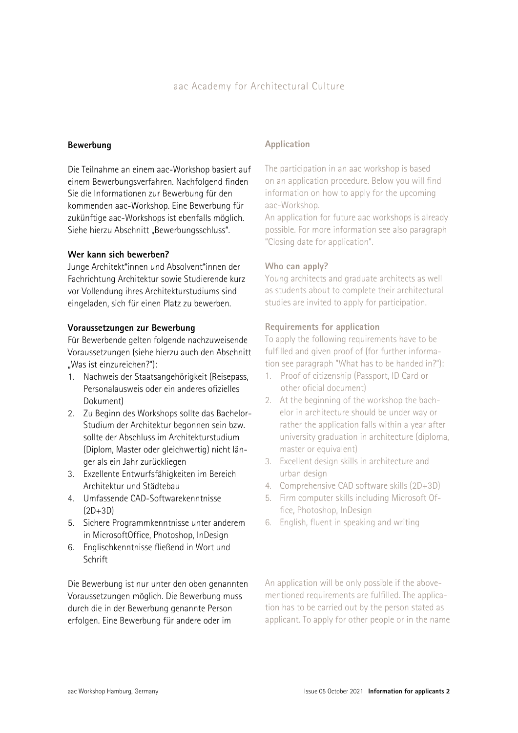aac Academy for Architectural Culture

**Bewerbung**

Die Teilnahme an einem aac-Workshop basiert auf einem Bewerbungsverfahren. Nachfolgend finden Sie die Informationen zur Bewerbung für den kommenden aac-Workshop. Eine Bewerbung für zukünftige aac-Workshops ist ebenfalls möglich. Siehe hierzu Abschnitt „Bewerbungsschluss".

**Wer kann sich bewerben?**

Junge Architekt*innen und Absolvent*innen der Fachrichtung Architektur sowie Studierende kurz vor Vollendung ihres Architekturstudiums sind eingeladen, sich für einen Platz zu bewerben.

**Voraussetzungen zur Bewerbung**

Für Bewerbende gelten folgende nachzuweisende Voraussetzungen (siehe hierzu auch den Abschnitt „Was ist einzureichen?"):

1. Nachweis der Staatsangehörigkeit (Reisepass, Personalausweis oder ein anderes ofizielles Dokument)
2. Zu Beginn des Workshops sollte das Bachelor-Studium der Architektur begonnen sein bzw. sollte der Abschluss im Architekturstudium (Diplom, Master oder gleichwertig) nicht länger als ein Jahr zurückliegen
3. Exzellente Entwurfsfähigkeiten im Bereich Architektur und Städtebau
4. Umfassende CAD-Softwarekenntnisse (2D+3D)
5. Sichere Programmkenntnisse unter anderem in MicrosoftOffice, Photoshop, InDesign
6. Englischkenntnisse fließend in Wort und Schrift

Die Bewerbung ist nur unter den oben genannten Voraussetzungen möglich. Die Bewerbung muss durch die in der Bewerbung genannte Person erfolgen. Eine Bewerbung für andere oder im

**Application**

The participation in an aac workshop is based on an application procedure. Below you will find information on how to apply for the upcoming aac-Workshop.
An application for future aac workshops is already possible. For more information see also paragraph "Closing date for application".

**Who can apply?**

Young architects and graduate architects as well as students about to complete their architectural studies are invited to apply for participation.

**Requirements for application**

To apply the following requirements have to be fulfilled and given proof of (for further information see paragraph "What has to be handed in?"):

1. Proof of citizenship (Passport, ID Card or other oficial document)
2. At the beginning of the workshop the bachelor in architecture should be under way or rather the application falls within a year after university graduation in architecture (diploma, master or equivalent)
3. Excellent design skills in architecture and urban design
4. Comprehensive CAD software skills (2D+3D)
5. Firm computer skills including Microsoft Office, Photoshop, InDesign
6. English, fluent in speaking and writing

An application will be only possible if the above-mentioned requirements are fulfilled. The application has to be carried out by the person stated as applicant. To apply for other people or in the name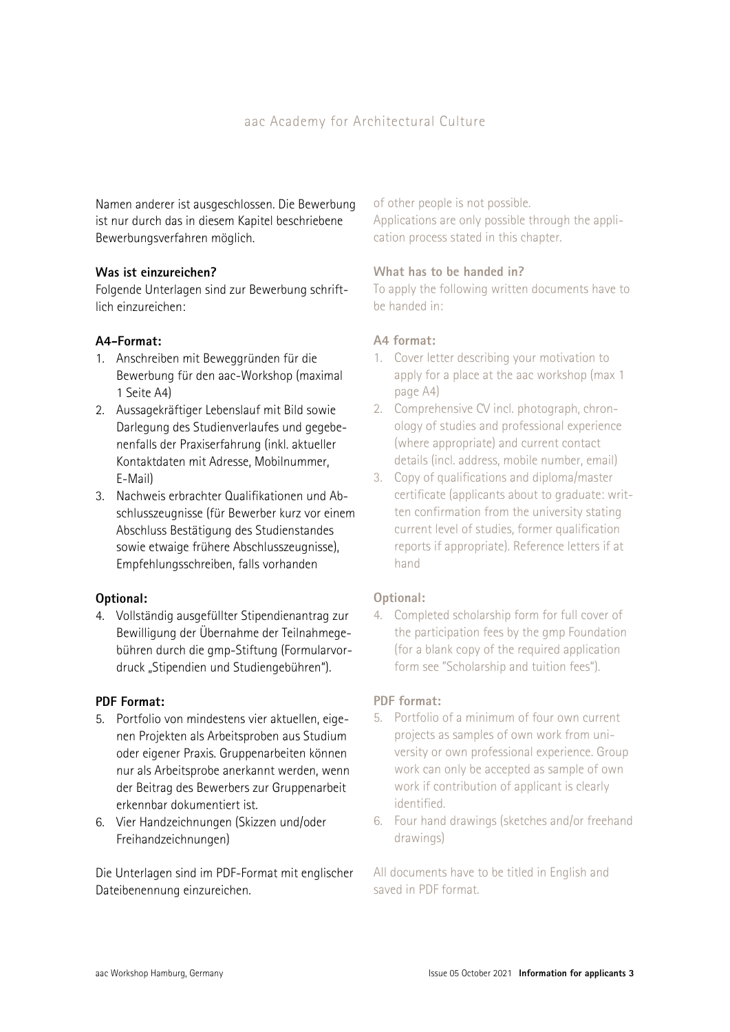Namen anderer ist ausgeschlossen. Die Bewerbung ist nur durch das in diesem Kapitel beschriebene Bewerbungsverfahren möglich.

**Was ist einzureichen?**
Folgende Unterlagen sind zur Bewerbung schriftlich einzureichen:

**A4-Format:**

1. Anschreiben mit Beweggründen für die Bewerbung für den aac-Workshop (maximal 1 Seite A4)
2. Aussagekräftiger Lebenslauf mit Bild sowie Darlegung des Studienverlaufes und gegebenenfalls der Praxiserfahrung (inkl. aktueller Kontaktdaten mit Adresse, Mobilnummer, E-Mail)
3. Nachweis erbrachter Qualifikationen und Abschlusszeugnisse (für Bewerber kurz vor einem Abschluss Bestätigung des Studienstandes sowie etwaige frühere Abschlusszeugnisse), Empfehlungsschreiben, falls vorhanden

**Optional:**

4. Vollständig ausgefüllter Stipendienantrag zur Bewilligung der Übernahme der Teilnahmegebühren durch die gmp-Stiftung (Formularvordruck „Stipendien und Studiengebühren").

**PDF Format:**

5. Portfolio von mindestens vier aktuellen, eigenen Projekten als Arbeitsproben aus Studium oder eigener Praxis. Gruppenarbeiten können nur als Arbeitsprobe anerkannt werden, wenn der Beitrag des Bewerbers zur Gruppenarbeit erkennbar dokumentiert ist.
6. Vier Handzeichnungen (Skizzen und/oder Freihandzeichnungen)

Die Unterlagen sind im PDF-Format mit englischer Dateibenennung einzureichen.

of other people is not possible.
Applications are only possible through the application process stated in this chapter.

**What has to be handed in?**
To apply the following written documents have to be handed in:

**A4 format:**

1. Cover letter describing your motivation to apply for a place at the aac workshop (max 1 page A4)
2. Comprehensive CV incl. photograph, chronology of studies and professional experience (where appropriate) and current contact details (incl. address, mobile number, email)
3. Copy of qualifications and diploma/master certificate (applicants about to graduate: written confirmation from the university stating current level of studies, former qualification reports if appropriate). Reference letters if at hand

**Optional:**

4. Completed scholarship form for full cover of the participation fees by the gmp Foundation (for a blank copy of the required application form see "Scholarship and tuition fees").

**PDF format:**

5. Portfolio of a minimum of four own current projects as samples of own work from university or own professional experience. Group work can only be accepted as sample of own work if contribution of applicant is clearly identified.
6. Four hand drawings (sketches and/or freehand drawings)

All documents have to be titled in English and saved in PDF format.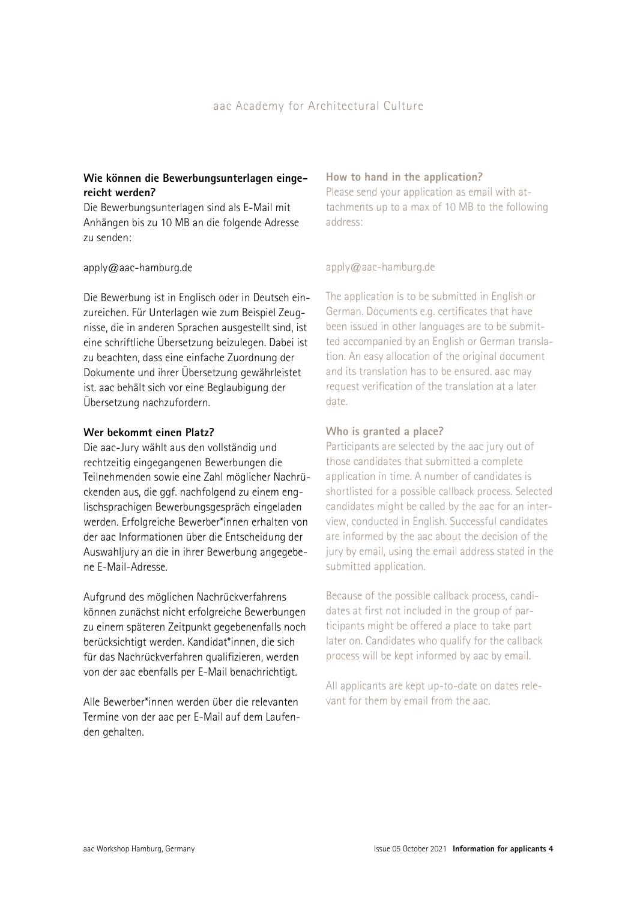### Wie können die Bewerbungsunterlagen eingereicht werden?

Die Bewerbungsunterlagen sind als E-Mail mit Anhängen bis zu 10 MB an die folgende Adresse zu senden:

apply@aac-hamburg.de

Die Bewerbung ist in Englisch oder in Deutsch einzureichen. Für Unterlagen wie zum Beispiel Zeugnisse, die in anderen Sprachen ausgestellt sind, ist eine schriftliche Übersetzung beizulegen. Dabei ist zu beachten, dass eine einfache Zuordnung der Dokumente und ihrer Übersetzung gewährleistet ist. aac behält sich vor eine Beglaubigung der Übersetzung nachzufordern.

### Wer bekommt einen Platz?

Die aac-Jury wählt aus den vollständig und rechtzeitig eingegangenen Bewerbungen die Teilnehmenden sowie eine Zahl möglicher Nachrückenden aus, die ggf. nachfolgend zu einem englischsprachigen Bewerbungsgespräch eingeladen werden. Erfolgreiche Bewerber*innen erhalten von der aac Informationen über die Entscheidung der Auswahljury an die in ihrer Bewerbung angegebene E-Mail-Adresse.

Aufgrund des möglichen Nachrückverfahrens können zunächst nicht erfolgreiche Bewerbungen zu einem späteren Zeitpunkt gegebenenfalls noch berücksichtigt werden. Kandidat*innen, die sich für das Nachrückverfahren qualifizieren, werden von der aac ebenfalls per E-Mail benachrichtigt.

Alle Bewerber*innen werden über die relevanten Termine von der aac per E-Mail auf dem Laufenden gehalten.

### How to hand in the application?

Please send your application as email with attachments up to a max of 10 MB to the following address:

apply@aac-hamburg.de

The application is to be submitted in English or German. Documents e.g. certificates that have been issued in other languages are to be submitted accompanied by an English or German translation. An easy allocation of the original document and its translation has to be ensured. aac may request verification of the translation at a later date.

### Who is granted a place?

Participants are selected by the aac jury out of those candidates that submitted a complete application in time. A number of candidates is shortlisted for a possible callback process. Selected candidates might be called by the aac for an interview, conducted in English. Successful candidates are informed by the aac about the decision of the jury by email, using the email address stated in the submitted application.

Because of the possible callback process, candidates at first not included in the group of participants might be offered a place to take part later on. Candidates who qualify for the callback process will be kept informed by aac by email.

All applicants are kept up-to-date on dates relevant for them by email from the aac.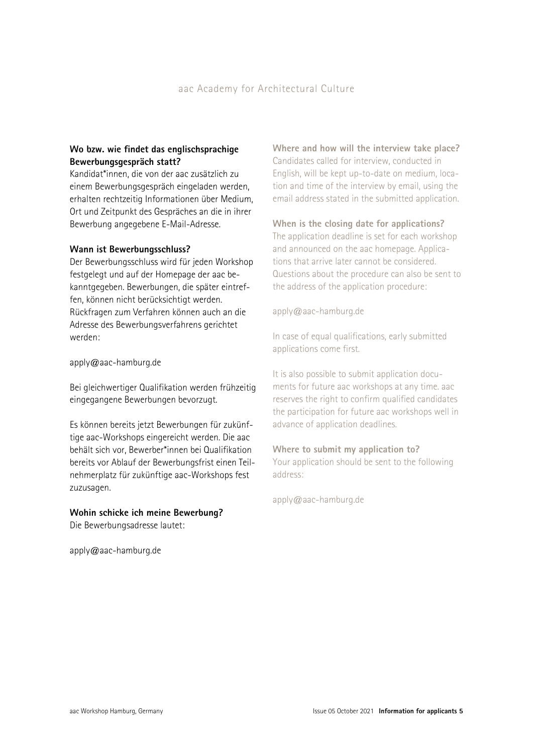**Wo bzw. wie findet das englischsprachige Bewerbungsgespräch statt?**
Kandidat*innen, die von der aac zusätzlich zu einem Bewerbungsgespräch eingeladen werden, erhalten rechtzeitig Informationen über Medium, Ort und Zeitpunkt des Gespräches an die in ihrer Bewerbung angegebene E-Mail-Adresse.

**Wann ist Bewerbungsschluss?**
Der Bewerbungsschluss wird für jeden Workshop festgelegt und auf der Homepage der aac bekanntgegeben. Bewerbungen, die später eintreffen, können nicht berücksichtigt werden. Rückfragen zum Verfahren können auch an die Adresse des Bewerbungsverfahrens gerichtet werden:

apply@aac-hamburg.de

Bei gleichwertiger Qualifikation werden frühzeitig eingegangene Bewerbungen bevorzugt.

Es können bereits jetzt Bewerbungen für zukünftige aac-Workshops eingereicht werden. Die aac behält sich vor, Bewerber*innen bei Qualifikation bereits vor Ablauf der Bewerbungsfrist einen Teilnehmerplatz für zukünftige aac-Workshops fest zuzusagen.

**Wohin schicke ich meine Bewerbung?**
Die Bewerbungsadresse lautet:

apply@aac-hamburg.de

**Where and how will the interview take place?**
Candidates called for interview, conducted in English, will be kept up-to-date on medium, location and time of the interview by email, using the email address stated in the submitted application.

**When is the closing date for applications?**
The application deadline is set for each workshop and announced on the aac homepage. Applications that arrive later cannot be considered. Questions about the procedure can also be sent to the address of the application procedure:

apply@aac-hamburg.de

In case of equal qualifications, early submitted applications come first.

It is also possible to submit application documents for future aac workshops at any time. aac reserves the right to confirm qualified candidates the participation for future aac workshops well in advance of application deadlines.

**Where to submit my application to?**
Your application should be sent to the following address:

apply@aac-hamburg.de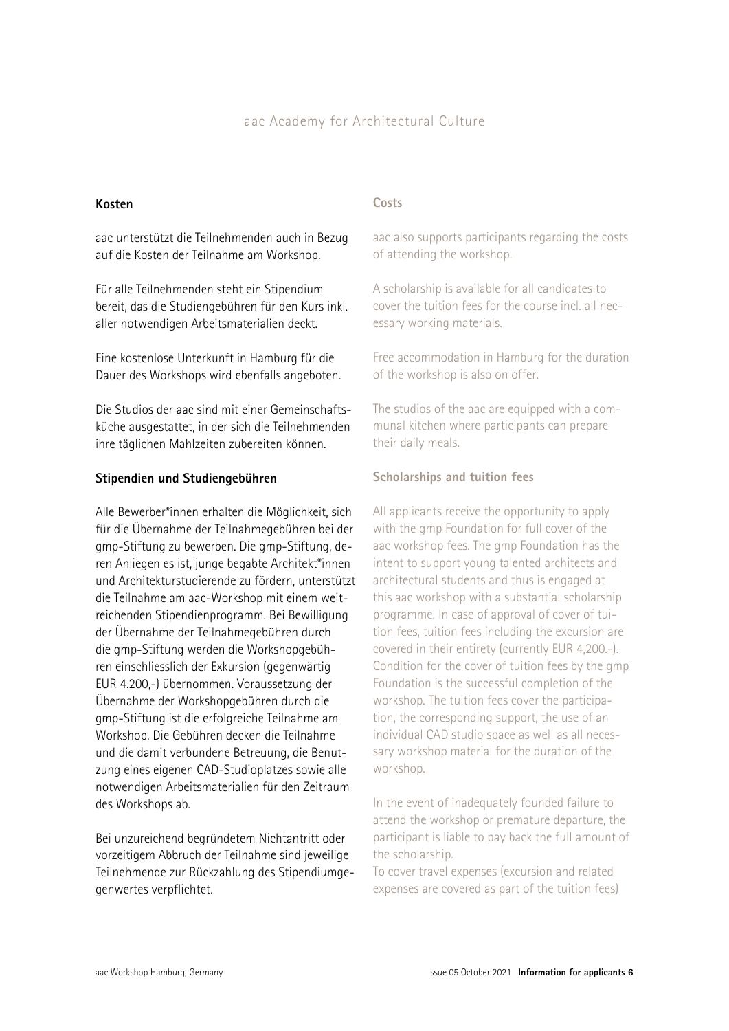aac Academy for Architectural Culture

## Kosten

aac unterstützt die Teilnehmenden auch in Bezug auf die Kosten der Teilnahme am Workshop.

Für alle Teilnehmenden steht ein Stipendium bereit, das die Studiengebühren für den Kurs inkl. aller notwendigen Arbeitsmaterialien deckt.

Eine kostenlose Unterkunft in Hamburg für die Dauer des Workshops wird ebenfalls angeboten.

Die Studios der aac sind mit einer Gemeinschaftsküche ausgestattet, in der sich die Teilnehmenden ihre täglichen Mahlzeiten zubereiten können.

## Stipendien und Studiengebühren

Alle Bewerber*innen erhalten die Möglichkeit, sich für die Übernahme der Teilnahmegebühren bei der gmp-Stiftung zu bewerben. Die gmp-Stiftung, deren Anliegen es ist, junge begabte Architekt*innen und Architekturstudierende zu fördern, unterstützt die Teilnahme am aac-Workshop mit einem weitreichenden Stipendienprogramm. Bei Bewilligung der Übernahme der Teilnahmegebühren durch die gmp-Stiftung werden die Workshopgebühren einschliesslich der Exkursion (gegenwärtig EUR 4.200,-) übernommen. Voraussetzung der Übernahme der Workshopgebühren durch die gmp-Stiftung ist die erfolgreiche Teilnahme am Workshop. Die Gebühren decken die Teilnahme und die damit verbundene Betreuung, die Benutzung eines eigenen CAD-Studioplatzes sowie alle notwendigen Arbeitsmaterialien für den Zeitraum des Workshops ab.

Bei unzureichend begründetem Nichtantritt oder vorzeitigem Abbruch der Teilnahme sind jeweilige Teilnehmende zur Rückzahlung des Stipendiumgegenwertes verpflichtet.

## Costs

aac also supports participants regarding the costs of attending the workshop.

A scholarship is available for all candidates to cover the tuition fees for the course incl. all necessary working materials.

Free accommodation in Hamburg for the duration of the workshop is also on offer.

The studios of the aac are equipped with a communal kitchen where participants can prepare their daily meals.

## Scholarships and tuition fees

All applicants receive the opportunity to apply with the gmp Foundation for full cover of the aac workshop fees. The gmp Foundation has the intent to support young talented architects and architectural students and thus is engaged at this aac workshop with a substantial scholarship programme. In case of approval of cover of tuition fees, tuition fees including the excursion are covered in their entirety (currently EUR 4,200.-). Condition for the cover of tuition fees by the gmp Foundation is the successful completion of the workshop. The tuition fees cover the participation, the corresponding support, the use of an individual CAD studio space as well as all necessary workshop material for the duration of the workshop.

In the event of inadequately founded failure to attend the workshop or premature departure, the participant is liable to pay back the full amount of the scholarship.
To cover travel expenses (excursion and related expenses are covered as part of the tuition fees)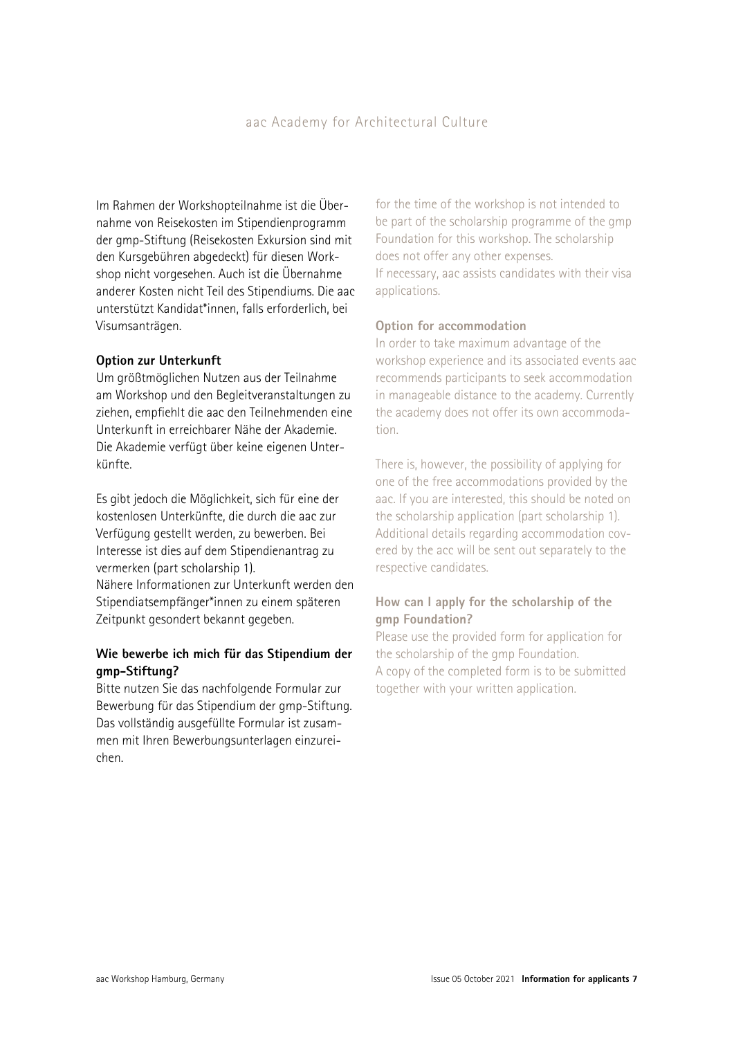Im Rahmen der Workshopteilnahme ist die Übernahme von Reisekosten im Stipendienprogramm der gmp-Stiftung (Reisekosten Exkursion sind mit den Kursgebühren abgedeckt) für diesen Workshop nicht vorgesehen. Auch ist die Übernahme anderer Kosten nicht Teil des Stipendiums. Die aac unterstützt Kandidat*innen, falls erforderlich, bei Visumsanträgen.

**Option zur Unterkunft**

Um größtmöglichen Nutzen aus der Teilnahme am Workshop und den Begleitveranstaltungen zu ziehen, empfiehlt die aac den Teilnehmenden eine Unterkunft in erreichbarer Nähe der Akademie. Die Akademie verfügt über keine eigenen Unterkünfte.

Es gibt jedoch die Möglichkeit, sich für eine der kostenlosen Unterkünfte, die durch die aac zur Verfügung gestellt werden, zu bewerben. Bei Interesse ist dies auf dem Stipendienantrag zu vermerken (part scholarship 1).
Nähere Informationen zur Unterkunft werden den Stipendiatsempfänger*innen zu einem späteren Zeitpunkt gesondert bekannt gegeben.

**Wie bewerbe ich mich für das Stipendium der gmp-Stiftung?**

Bitte nutzen Sie das nachfolgende Formular zur Bewerbung für das Stipendium der gmp-Stiftung. Das vollständig ausgefüllte Formular ist zusammen mit Ihren Bewerbungsunterlagen einzureichen.

for the time of the workshop is not intended to be part of the scholarship programme of the gmp Foundation for this workshop. The scholarship does not offer any other expenses.
If necessary, aac assists candidates with their visa applications.

**Option for accommodation**

In order to take maximum advantage of the workshop experience and its associated events aac recommends participants to seek accommodation in manageable distance to the academy. Currently the academy does not offer its own accommodation.

There is, however, the possibility of applying for one of the free accommodations provided by the aac. If you are interested, this should be noted on the scholarship application (part scholarship 1). Additional details regarding accommodation covered by the acc will be sent out separately to the respective candidates.

**How can I apply for the scholarship of the gmp Foundation?**

Please use the provided form for application for the scholarship of the gmp Foundation.
A copy of the completed form is to be submitted together with your written application.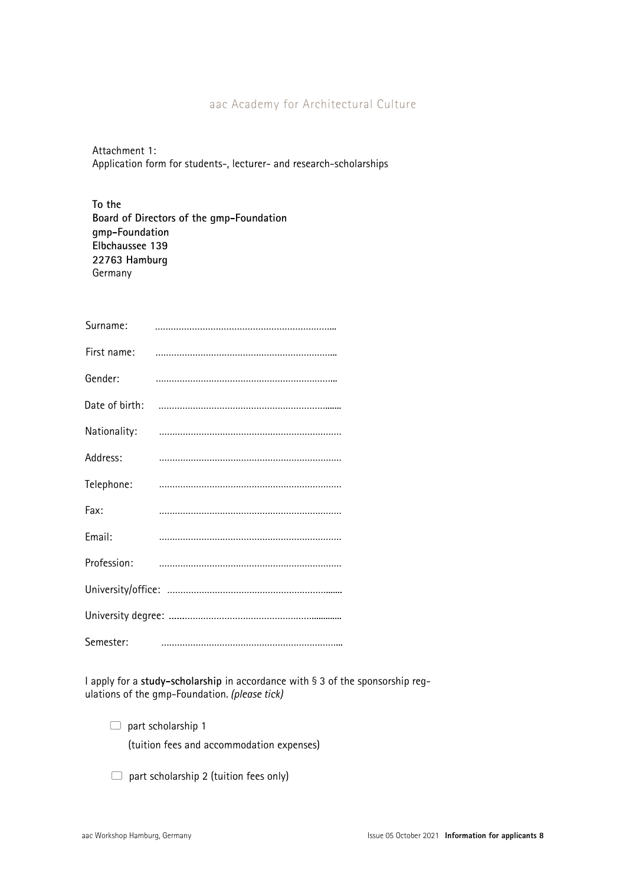aac Academy for Architectural Culture

Attachment 1:
Application form for students-, lecturer- and research-scholarships

**To the**
**Board of Directors of the gmp-Foundation**
**gmp-Foundation**
**Elbchaussee 139**
**22763 Hamburg**
Germany

Surname: ……………………………………………………………

First name: ……………………………………………………………

Gender: ……………………………………………………………

Date of birth: ……………………………………………………………

Nationality: ……………………………………………………………

Address: ……………………………………………………………

Telephone: ……………………………………………………………

Fax: ……………………………………………………………

Email: ……………………………………………………………

Profession: ……………………………………………………………

University/office: ……………………………………………………………

University degree: ……………………………………………………………

Semester: ……………………………………………………………

I apply for a **study-scholarship** in accordance with § 3 of the sponsorship regulations of the gmp-Foundation. *(please tick)*

- ☐ part scholarship 1
  (tuition fees and accommodation expenses)
- ☐ part scholarship 2 (tuition fees only)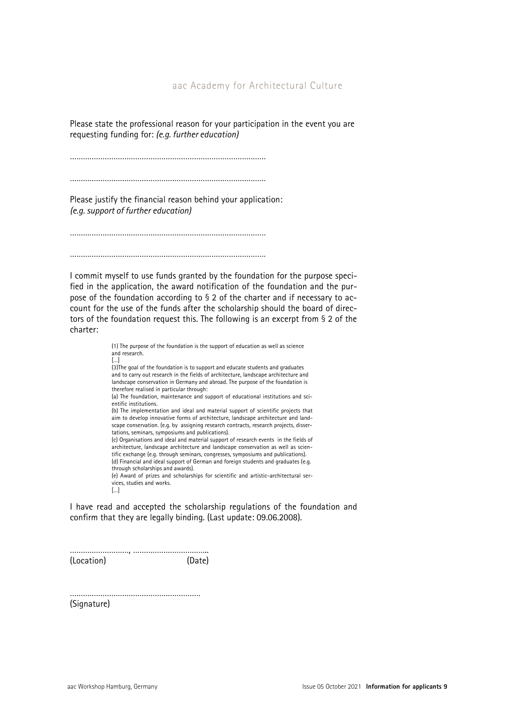aac Academy for Architectural Culture

Please state the professional reason for your participation in the event you are requesting funding for: *(e.g. further education)*

.........................................................................................

.........................................................................................

Please justify the financial reason behind your application:
*(e.g. support of further education)*

.........................................................................................

.........................................................................................

I commit myself to use funds granted by the foundation for the purpose specified in the application, the award notification of the foundation and the purpose of the foundation according to § 2 of the charter and if necessary to account for the use of the funds after the scholarship should the board of directors of the foundation request this. The following is an excerpt from § 2 of the charter:

> (1) The purpose of the foundation is the support of education as well as science and research.
> [...]
> (3)The goal of the foundation is to support and educate students and graduates and to carry out research in the fields of architecture, landscape architecture and landscape conservation in Germany and abroad. The purpose of the foundation is therefore realised in particular through:
> (a) The foundation, maintenance and support of educational institutions and scientific institutions.
> (b) The implementation and ideal and material support of scientific projects that aim to develop innovative forms of architecture, landscape architecture and landscape conservation. (e.g. by assigning research contracts, research projects, dissertations, seminars, symposiums and publications).
> (c) Organisations and ideal and material support of research events in the fields of architecture, landscape architecture and landscape conservation as well as scientific exchange (e.g. through seminars, congresses, symposiums and publications).
> (d) Financial and ideal support of German and foreign students and graduates (e.g. through scholarships and awards).
> (e) Award of prizes and scholarships for scientific and artistic-architectural services, studies and works.
> [...]

I have read and accepted the scholarship regulations of the foundation and confirm that they are legally binding. (Last update: 09.06.2008).

..........................., ..................................
(Location) (Date)

...........................................................
(Signature)